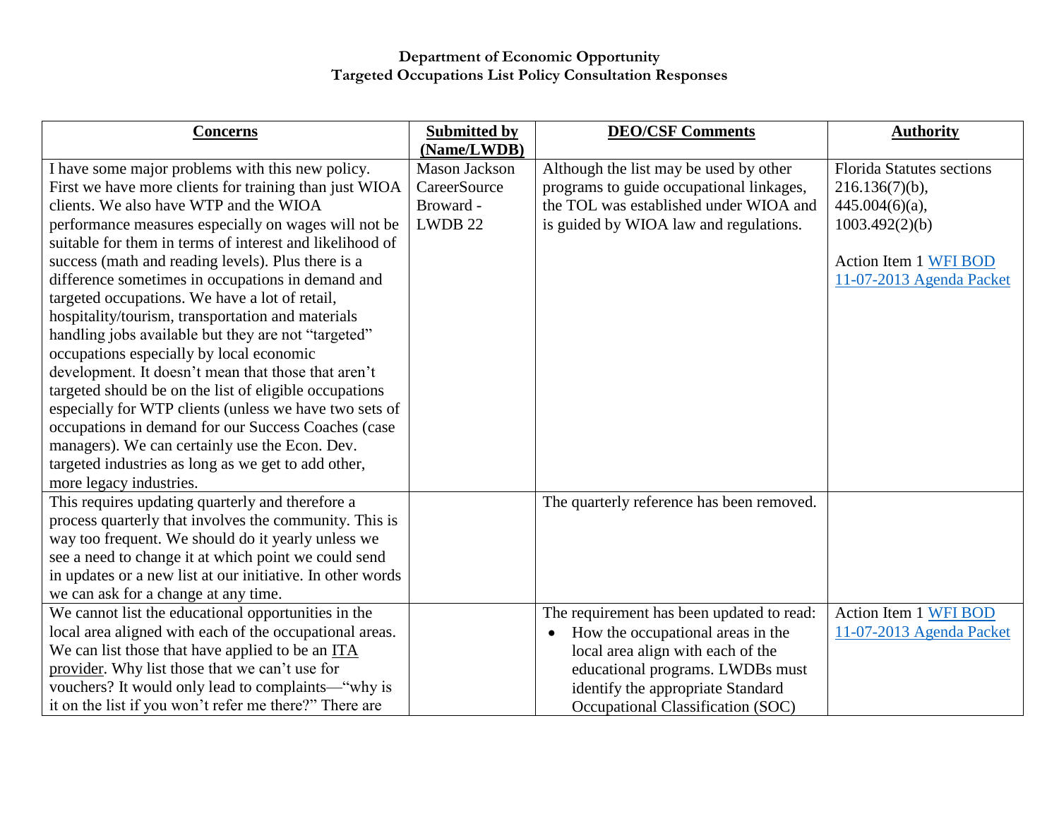**Department of Economic Opportunity**
**Targeted Occupations List Policy Consultation Responses**

| Concerns | Submitted by (Name/LWDB) | DEO/CSF Comments | Authority |
|---|---|---|---|
| I have some major problems with this new policy. First we have more clients for training than just WIOA clients. We also have WTP and the WIOA performance measures especially on wages will not be suitable for them in terms of interest and likelihood of success (math and reading levels). Plus there is a difference sometimes in occupations in demand and targeted occupations. We have a lot of retail, hospitality/tourism, transportation and materials handling jobs available but they are not "targeted" occupations especially by local economic development. It doesn't mean that those that aren't targeted should be on the list of eligible occupations especially for WTP clients (unless we have two sets of occupations in demand for our Success Coaches (case managers). We can certainly use the Econ. Dev. targeted industries as long as we get to add other, more legacy industries. | Mason Jackson CareerSource Broward - LWDB 22 | Although the list may be used by other programs to guide occupational linkages, the TOL was established under WIOA and is guided by WIOA law and regulations. | Florida Statutes sections 216.136(7)(b), 445.004(6)(a), 1003.492(2)(b)<br><br>Action Item 1 WFI BOD 11-07-2013 Agenda Packet |
| This requires updating quarterly and therefore a process quarterly that involves the community. This is way too frequent. We should do it yearly unless we see a need to change it at which point we could send in updates or a new list at our initiative. In other words we can ask for a change at any time. | | The quarterly reference has been removed. | |
| We cannot list the educational opportunities in the local area aligned with each of the occupational areas. We can list those that have applied to be an ITA provider. Why list those that we can't use for vouchers? It would only lead to complaints—"why is it on the list if you won't refer me there?" There are | | The requirement has been updated to read:<br>• How the occupational areas in the local area align with each of the educational programs. LWDBs must identify the appropriate Standard Occupational Classification (SOC) | Action Item 1 WFI BOD 11-07-2013 Agenda Packet |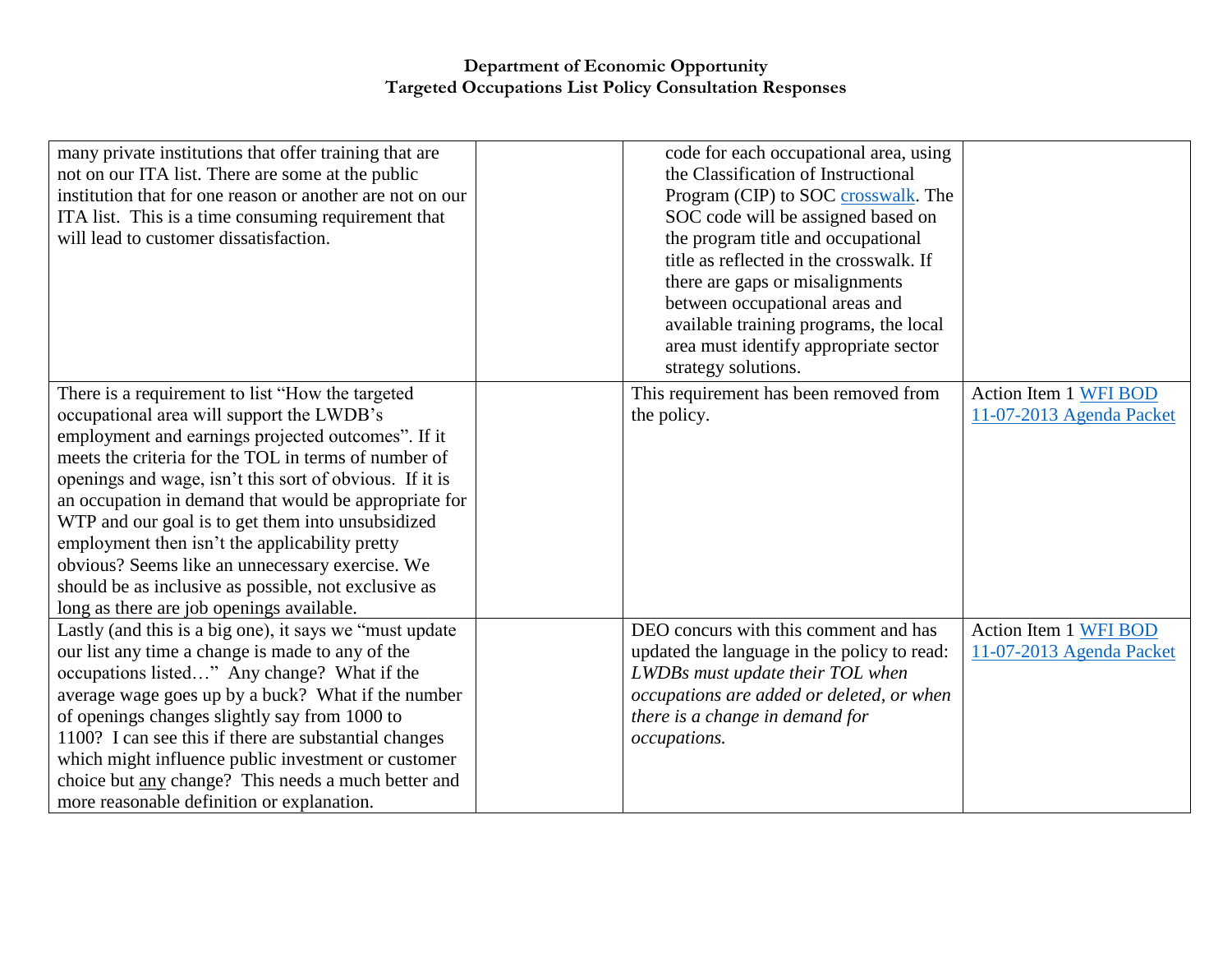| | | | |
|---|---|---|---|
| many private institutions that offer training that are not on our ITA list. There are some at the public institution that for one reason or another are not on our ITA list. This is a time consuming requirement that will lead to customer dissatisfaction. | | code for each occupational area, using the Classification of Instructional Program (CIP) to SOC crosswalk. The SOC code will be assigned based on the program title and occupational title as reflected in the crosswalk. If there are gaps or misalignments between occupational areas and available training programs, the local area must identify appropriate sector strategy solutions. | |
| There is a requirement to list "How the targeted occupational area will support the LWDB's employment and earnings projected outcomes". If it meets the criteria for the TOL in terms of number of openings and wage, isn't this sort of obvious. If it is an occupation in demand that would be appropriate for WTP and our goal is to get them into unsubsidized employment then isn't the applicability pretty obvious? Seems like an unnecessary exercise. We should be as inclusive as possible, not exclusive as long as there are job openings available. | | This requirement has been removed from the policy. | Action Item 1 WFI BOD 11-07-2013 Agenda Packet |
| Lastly (and this is a big one), it says we "must update our list any time a change is made to any of the occupations listed…" Any change? What if the average wage goes up by a buck? What if the number of openings changes slightly say from 1000 to 1100? I can see this if there are substantial changes which might influence public investment or customer choice but any change? This needs a much better and more reasonable definition or explanation. | | DEO concurs with this comment and has updated the language in the policy to read: *LWDBs must update their TOL when occupations are added or deleted, or when there is a change in demand for occupations.* | Action Item 1 WFI BOD 11-07-2013 Agenda Packet |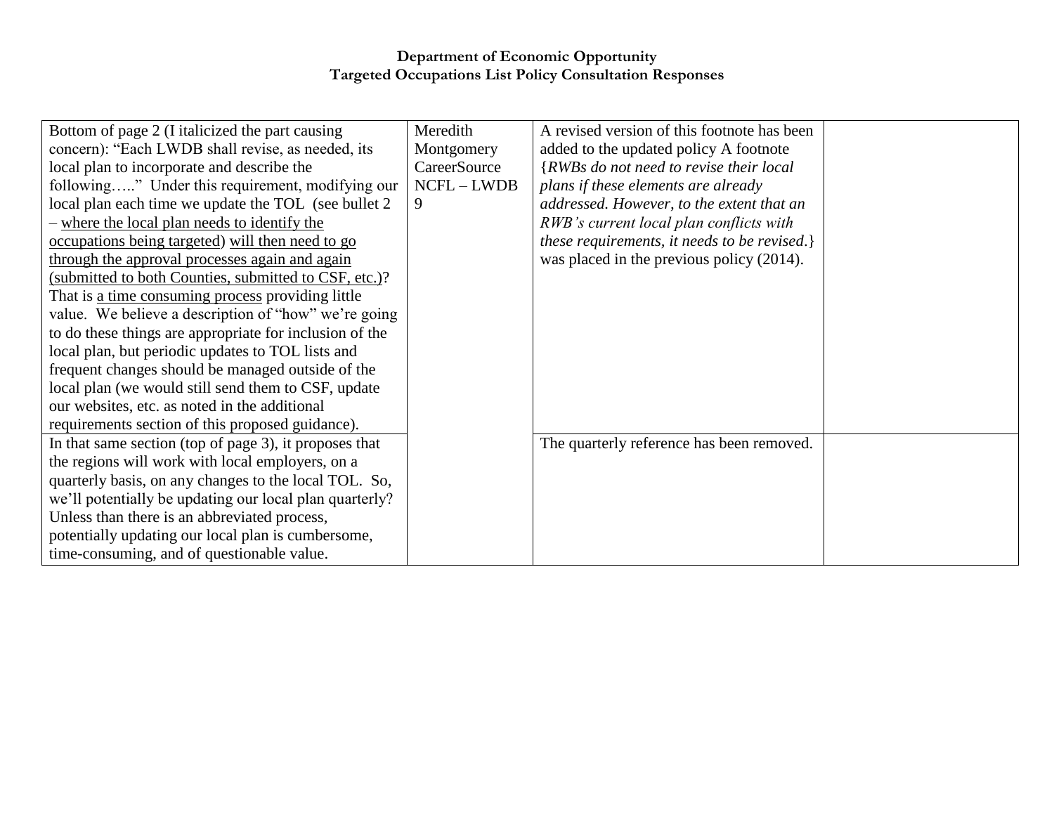**Department of Economic Opportunity**
**Targeted Occupations List Policy Consultation Responses**

| | | | |
|---|---|---|---|
| Bottom of page 2 (I italicized the part causing concern): "Each LWDB shall revise, as needed, its local plan to incorporate and describe the following….." Under this requirement, modifying our local plan each time we update the TOL (see bullet 2 – where the local plan needs to identify the occupations being targeted) will then need to go through the approval processes again and again (submitted to both Counties, submitted to CSF, etc.)? That is a time consuming process providing little value. We believe a description of "how" we're going to do these things are appropriate for inclusion of the local plan, but periodic updates to TOL lists and frequent changes should be managed outside of the local plan (we would still send them to CSF, update our websites, etc. as noted in the additional requirements section of this proposed guidance). | Meredith Montgomery CareerSource NCFL – LWDB 9 | A revised version of this footnote has been added to the updated policy A footnote {*RWBs do not need to revise their local plans if these elements are already addressed. However, to the extent that an RWB's current local plan conflicts with these requirements, it needs to be revised*.} was placed in the previous policy (2014). | |
| In that same section (top of page 3), it proposes that the regions will work with local employers, on a quarterly basis, on any changes to the local TOL. So, we'll potentially be updating our local plan quarterly? Unless than there is an abbreviated process, potentially updating our local plan is cumbersome, time-consuming, and of questionable value. | | The quarterly reference has been removed. | |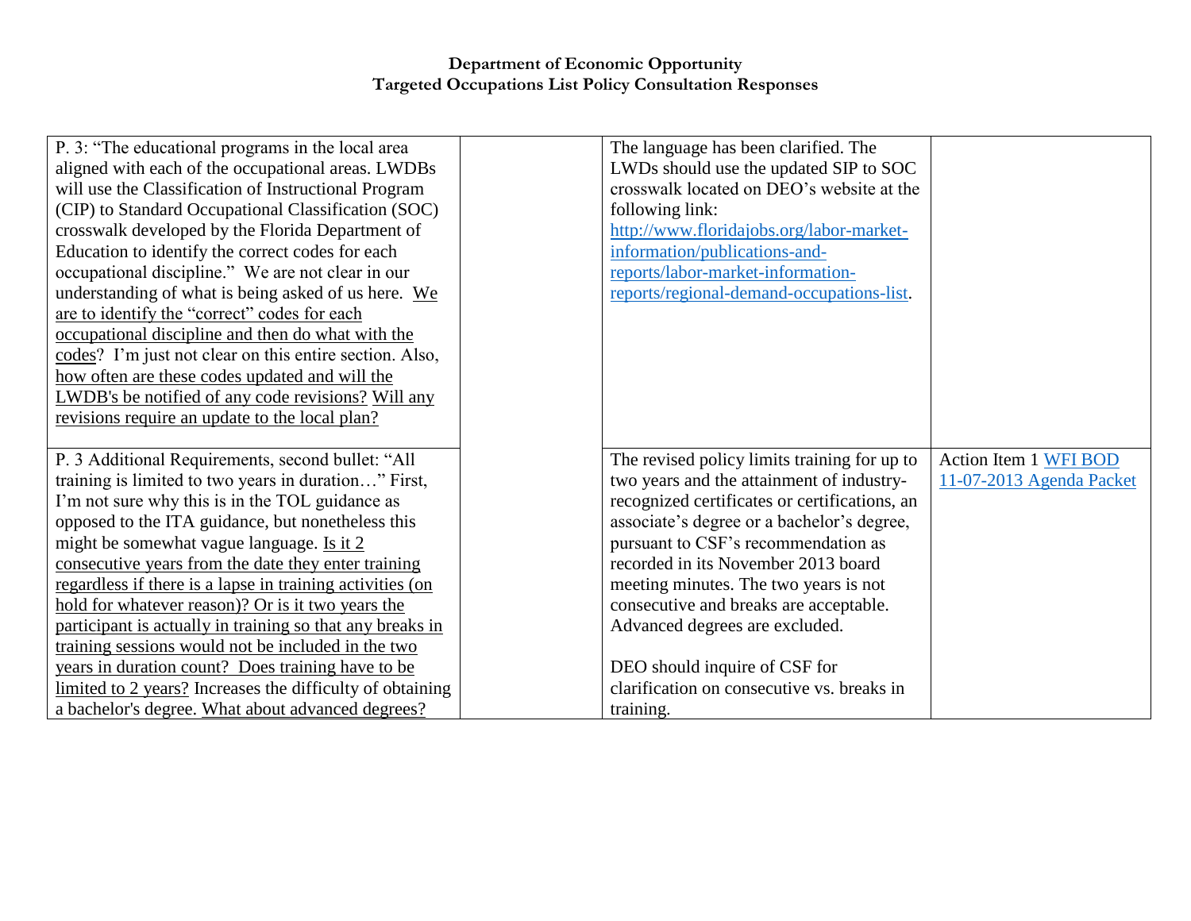# Department of Economic Opportunity
## Targeted Occupations List Policy Consultation Responses

| | | | |
|---|---|---|---|
| P. 3: "The educational programs in the local area aligned with each of the occupational areas. LWDBs will use the Classification of Instructional Program (CIP) to Standard Occupational Classification (SOC) crosswalk developed by the Florida Department of Education to identify the correct codes for each occupational discipline." We are not clear in our understanding of what is being asked of us here. We are to identify the "correct" codes for each occupational discipline and then do what with the codes? I'm just not clear on this entire section. Also, how often are these codes updated and will the LWDB's be notified of any code revisions? Will any revisions require an update to the local plan? | | The language has been clarified. The LWDs should use the updated SIP to SOC crosswalk located on DEO's website at the following link: http://www.floridajobs.org/labor-market-information/publications-and-reports/labor-market-information-reports/regional-demand-occupations-list. | |
| P. 3 Additional Requirements, second bullet: "All training is limited to two years in duration…" First, I'm not sure why this is in the TOL guidance as opposed to the ITA guidance, but nonetheless this might be somewhat vague language. Is it 2 consecutive years from the date they enter training regardless if there is a lapse in training activities (on hold for whatever reason)? Or is it two years the participant is actually in training so that any breaks in training sessions would not be included in the two years in duration count? Does training have to be limited to 2 years? Increases the difficulty of obtaining a bachelor's degree. What about advanced degrees? | | The revised policy limits training for up to two years and the attainment of industry-recognized certificates or certifications, an associate's degree or a bachelor's degree, pursuant to CSF's recommendation as recorded in its November 2013 board meeting minutes. The two years is not consecutive and breaks are acceptable. Advanced degrees are excluded.<br><br>DEO should inquire of CSF for clarification on consecutive vs. breaks in training. | Action Item 1 WFI BOD 11-07-2013 Agenda Packet |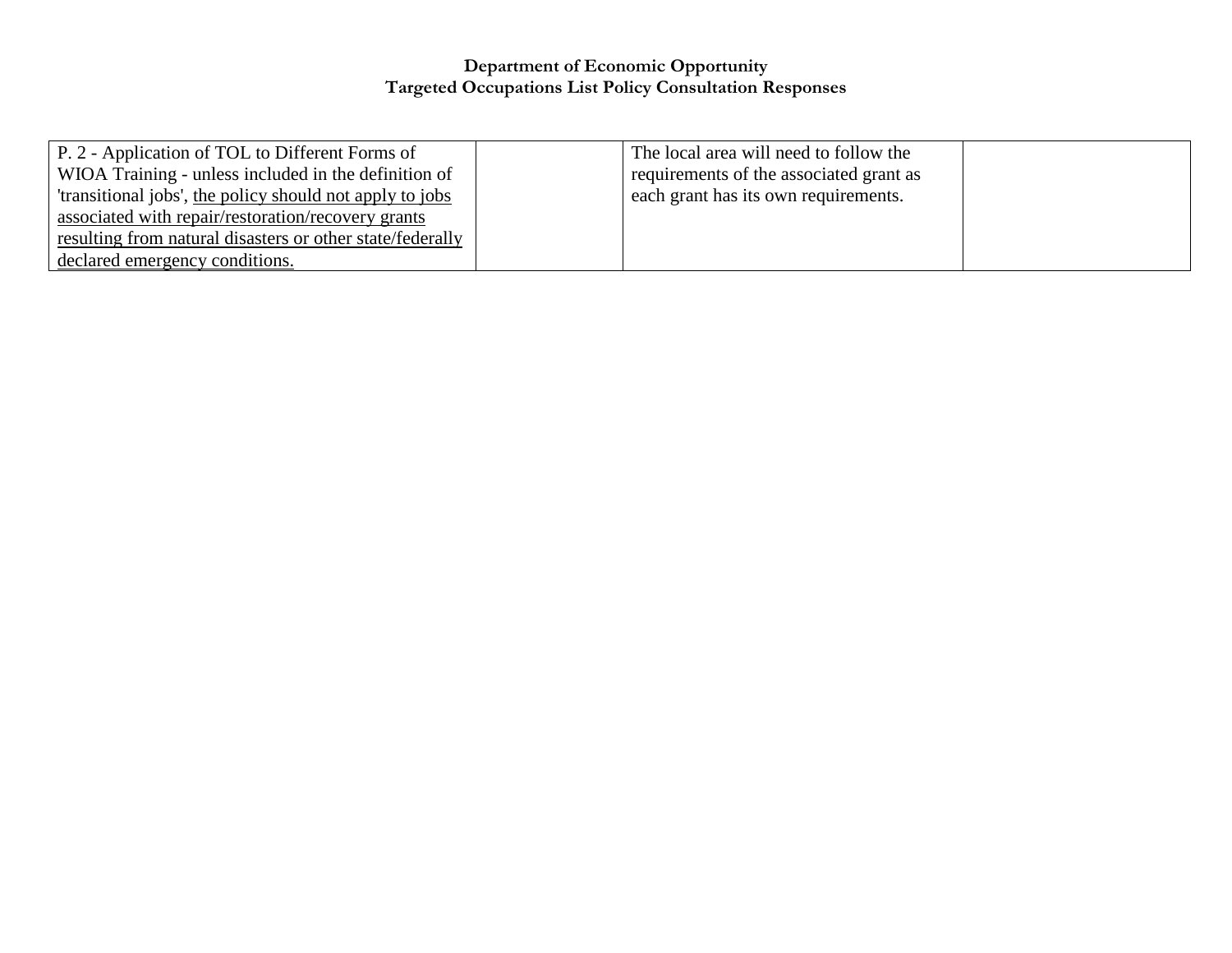**Department of Economic Opportunity**
**Targeted Occupations List Policy Consultation Responses**

| | | | |
|---|---|---|---|
| P. 2 - Application of TOL to Different Forms of WIOA Training - unless included in the definition of 'transitional jobs', <u>the policy should not apply to jobs associated with repair/restoration/recovery grants resulting from natural disasters or other state/federally declared emergency conditions.</u> | | The local area will need to follow the requirements of the associated grant as each grant has its own requirements. | |